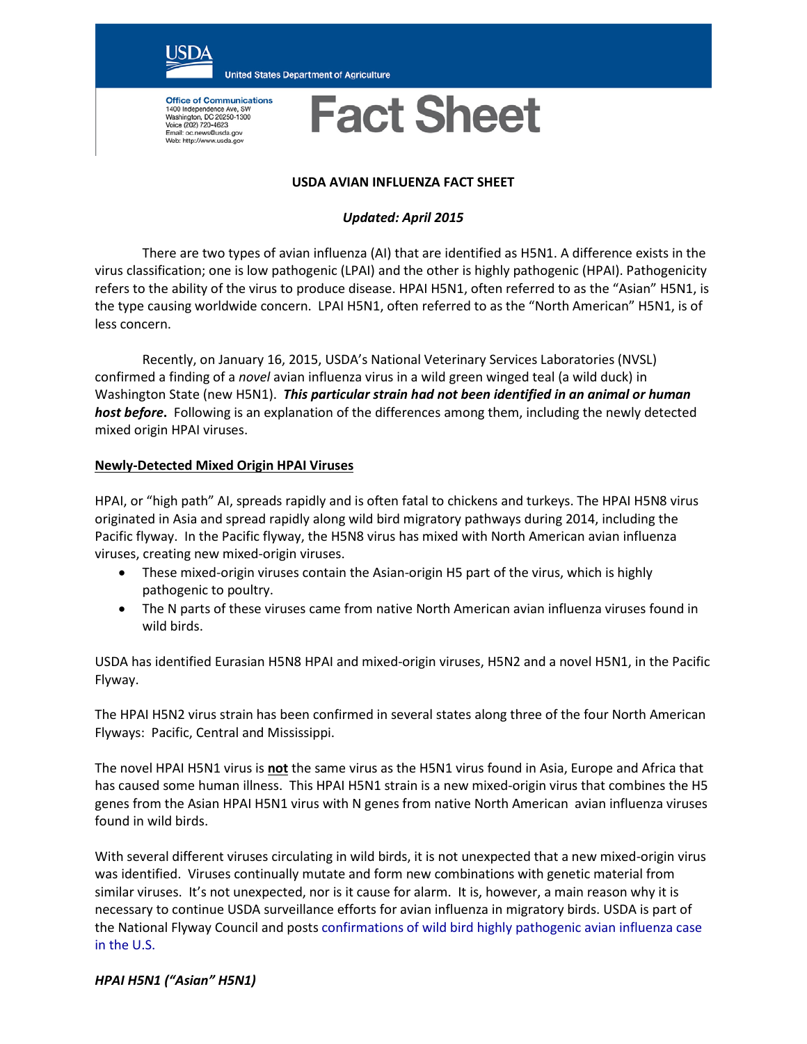USDA

United States Department of Agriculture

**Office of Communications**
1400 Independence Ave, SW
Washington, DC 20250-1300
Voice (202) 720-4623
Email: oc.news@usda.gov
Web: http://www.usda.gov

# Fact Sheet

**USDA AVIAN INFLUENZA FACT SHEET**

***Updated: April 2015***

There are two types of avian influenza (AI) that are identified as H5N1. A difference exists in the virus classification; one is low pathogenic (LPAI) and the other is highly pathogenic (HPAI). Pathogenicity refers to the ability of the virus to produce disease. HPAI H5N1, often referred to as the "Asian" H5N1, is the type causing worldwide concern. LPAI H5N1, often referred to as the "North American" H5N1, is of less concern.

Recently, on January 16, 2015, USDA's National Veterinary Services Laboratories (NVSL) confirmed a finding of a *novel* avian influenza virus in a wild green winged teal (a wild duck) in Washington State (new H5N1). ***This particular strain had not been identified in an animal or human host before.*** Following is an explanation of the differences among them, including the newly detected mixed origin HPAI viruses.

**Newly-Detected Mixed Origin HPAI Viruses**

HPAI, or "high path" AI, spreads rapidly and is often fatal to chickens and turkeys. The HPAI H5N8 virus originated in Asia and spread rapidly along wild bird migratory pathways during 2014, including the Pacific flyway. In the Pacific flyway, the H5N8 virus has mixed with North American avian influenza viruses, creating new mixed-origin viruses.

- These mixed-origin viruses contain the Asian-origin H5 part of the virus, which is highly pathogenic to poultry.
- The N parts of these viruses came from native North American avian influenza viruses found in wild birds.

USDA has identified Eurasian H5N8 HPAI and mixed-origin viruses, H5N2 and a novel H5N1, in the Pacific Flyway.

The HPAI H5N2 virus strain has been confirmed in several states along three of the four North American Flyways: Pacific, Central and Mississippi.

The novel HPAI H5N1 virus is **not** the same virus as the H5N1 virus found in Asia, Europe and Africa that has caused some human illness. This HPAI H5N1 strain is a new mixed-origin virus that combines the H5 genes from the Asian HPAI H5N1 virus with N genes from native North American avian influenza viruses found in wild birds.

With several different viruses circulating in wild birds, it is not unexpected that a new mixed-origin virus was identified. Viruses continually mutate and form new combinations with genetic material from similar viruses. It's not unexpected, nor is it cause for alarm. It is, however, a main reason why it is necessary to continue USDA surveillance efforts for avian influenza in migratory birds. USDA is part of the National Flyway Council and posts confirmations of wild bird highly pathogenic avian influenza case in the U.S.

***HPAI H5N1 ("Asian" H5N1)***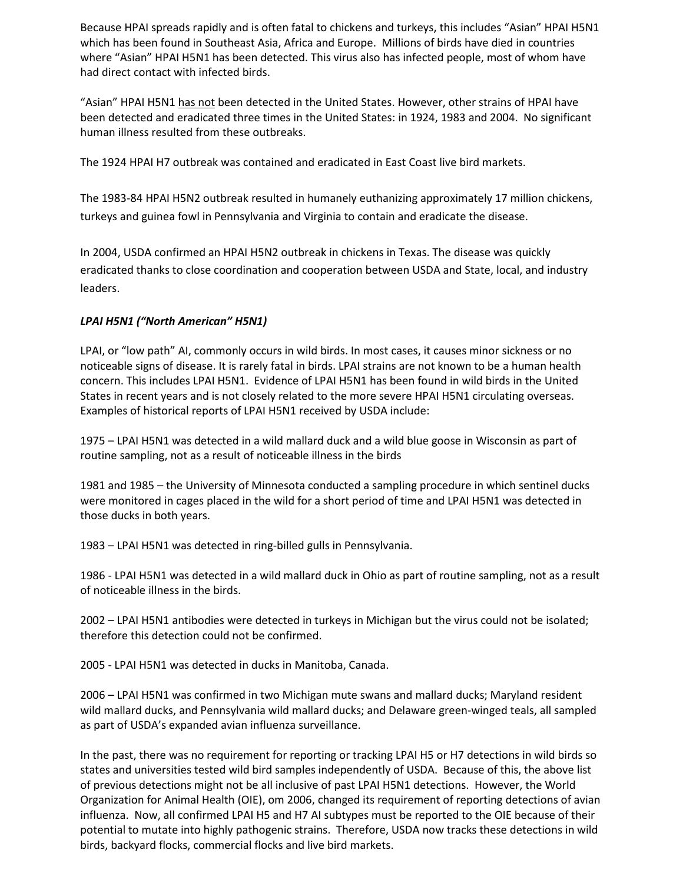Because HPAI spreads rapidly and is often fatal to chickens and turkeys, this includes "Asian" HPAI H5N1 which has been found in Southeast Asia, Africa and Europe. Millions of birds have died in countries where "Asian" HPAI H5N1 has been detected. This virus also has infected people, most of whom have had direct contact with infected birds.

"Asian" HPAI H5N1 has not been detected in the United States. However, other strains of HPAI have been detected and eradicated three times in the United States: in 1924, 1983 and 2004. No significant human illness resulted from these outbreaks.

The 1924 HPAI H7 outbreak was contained and eradicated in East Coast live bird markets.

The 1983-84 HPAI H5N2 outbreak resulted in humanely euthanizing approximately 17 million chickens, turkeys and guinea fowl in Pennsylvania and Virginia to contain and eradicate the disease.

In 2004, USDA confirmed an HPAI H5N2 outbreak in chickens in Texas. The disease was quickly eradicated thanks to close coordination and cooperation between USDA and State, local, and industry leaders.

***LPAI H5N1 ("North American" H5N1)***

LPAI, or "low path" AI, commonly occurs in wild birds. In most cases, it causes minor sickness or no noticeable signs of disease. It is rarely fatal in birds. LPAI strains are not known to be a human health concern. This includes LPAI H5N1. Evidence of LPAI H5N1 has been found in wild birds in the United States in recent years and is not closely related to the more severe HPAI H5N1 circulating overseas. Examples of historical reports of LPAI H5N1 received by USDA include:

1975 – LPAI H5N1 was detected in a wild mallard duck and a wild blue goose in Wisconsin as part of routine sampling, not as a result of noticeable illness in the birds

1981 and 1985 – the University of Minnesota conducted a sampling procedure in which sentinel ducks were monitored in cages placed in the wild for a short period of time and LPAI H5N1 was detected in those ducks in both years.

1983 – LPAI H5N1 was detected in ring-billed gulls in Pennsylvania.

1986 - LPAI H5N1 was detected in a wild mallard duck in Ohio as part of routine sampling, not as a result of noticeable illness in the birds.

2002 – LPAI H5N1 antibodies were detected in turkeys in Michigan but the virus could not be isolated; therefore this detection could not be confirmed.

2005 - LPAI H5N1 was detected in ducks in Manitoba, Canada.

2006 – LPAI H5N1 was confirmed in two Michigan mute swans and mallard ducks; Maryland resident wild mallard ducks, and Pennsylvania wild mallard ducks; and Delaware green-winged teals, all sampled as part of USDA's expanded avian influenza surveillance.

In the past, there was no requirement for reporting or tracking LPAI H5 or H7 detections in wild birds so states and universities tested wild bird samples independently of USDA. Because of this, the above list of previous detections might not be all inclusive of past LPAI H5N1 detections. However, the World Organization for Animal Health (OIE), om 2006, changed its requirement of reporting detections of avian influenza. Now, all confirmed LPAI H5 and H7 AI subtypes must be reported to the OIE because of their potential to mutate into highly pathogenic strains. Therefore, USDA now tracks these detections in wild birds, backyard flocks, commercial flocks and live bird markets.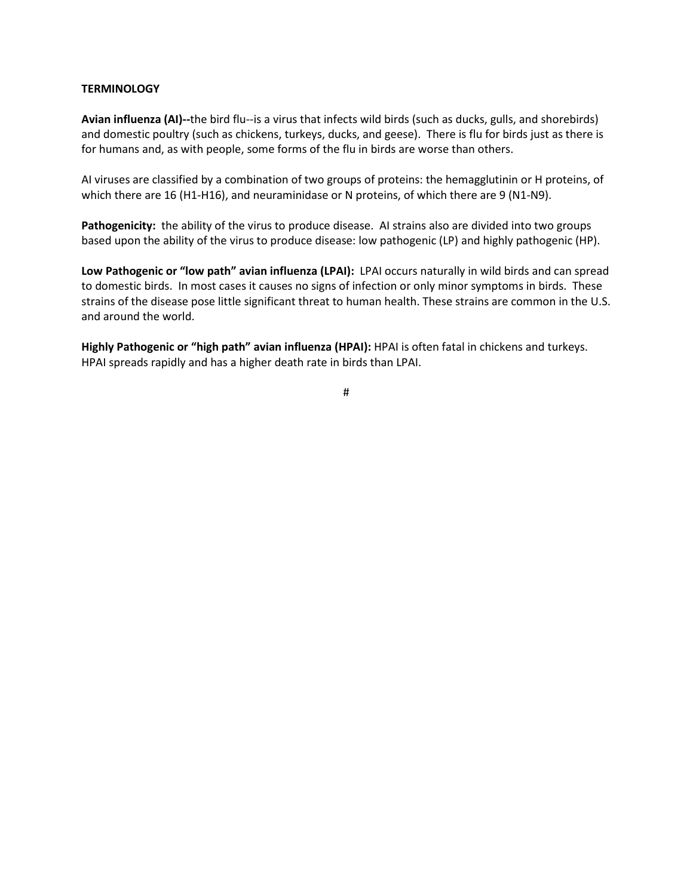**TERMINOLOGY**

**Avian influenza (AI)--**the bird flu--is a virus that infects wild birds (such as ducks, gulls, and shorebirds) and domestic poultry (such as chickens, turkeys, ducks, and geese). There is flu for birds just as there is for humans and, as with people, some forms of the flu in birds are worse than others.

AI viruses are classified by a combination of two groups of proteins: the hemagglutinin or H proteins, of which there are 16 (H1-H16), and neuraminidase or N proteins, of which there are 9 (N1-N9).

**Pathogenicity:** the ability of the virus to produce disease. AI strains also are divided into two groups based upon the ability of the virus to produce disease: low pathogenic (LP) and highly pathogenic (HP).

**Low Pathogenic or "low path" avian influenza (LPAI):** LPAI occurs naturally in wild birds and can spread to domestic birds. In most cases it causes no signs of infection or only minor symptoms in birds. These strains of the disease pose little significant threat to human health. These strains are common in the U.S. and around the world.

**Highly Pathogenic or "high path" avian influenza (HPAI):** HPAI is often fatal in chickens and turkeys. HPAI spreads rapidly and has a higher death rate in birds than LPAI.

#